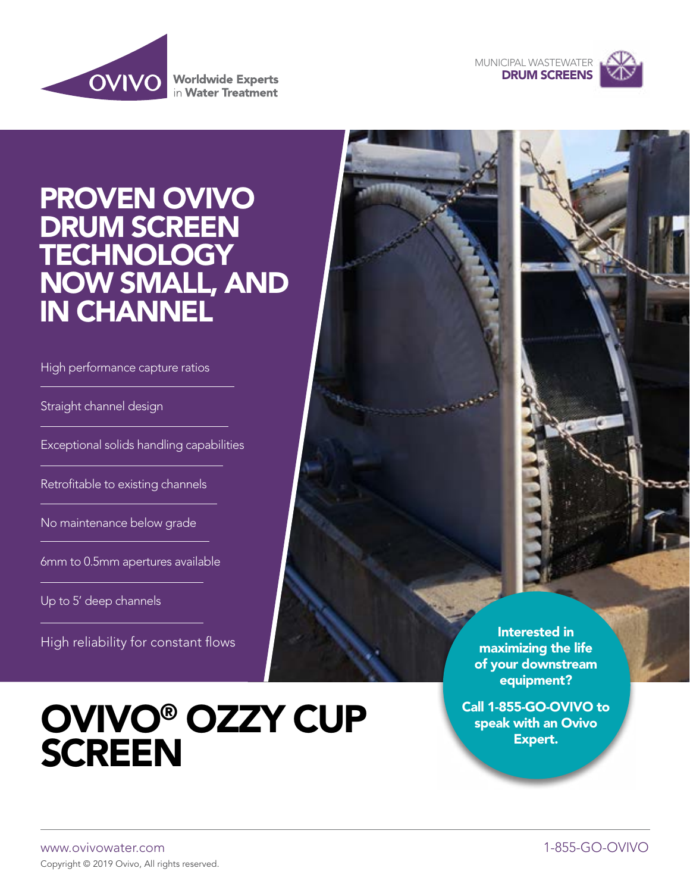Worldwide Experts in Water Treatment

MUNICIPAL WASTEWATER
**DRUM SCREENS**

# PROVEN OVIVO DRUM SCREEN TECHNOLOGY NOW SMALL, AND IN CHANNEL

- High performance capture ratios
- Straight channel design
- Exceptional solids handling capabilities
- Retrofitable to existing channels
- No maintenance below grade
- 6mm to 0.5mm apertures available
- Up to 5′ deep channels
- High reliability for constant flows

**Interested in maximizing the life of your downstream equipment?**

**Call 1-855-GO-OVIVO to speak with an Ovivo Expert.**

# OVIVO® OZZY CUP SCREEN

www.ovivowater.com

Copyright © 2019 Ovivo, All rights reserved.

1-855-GO-OVIVO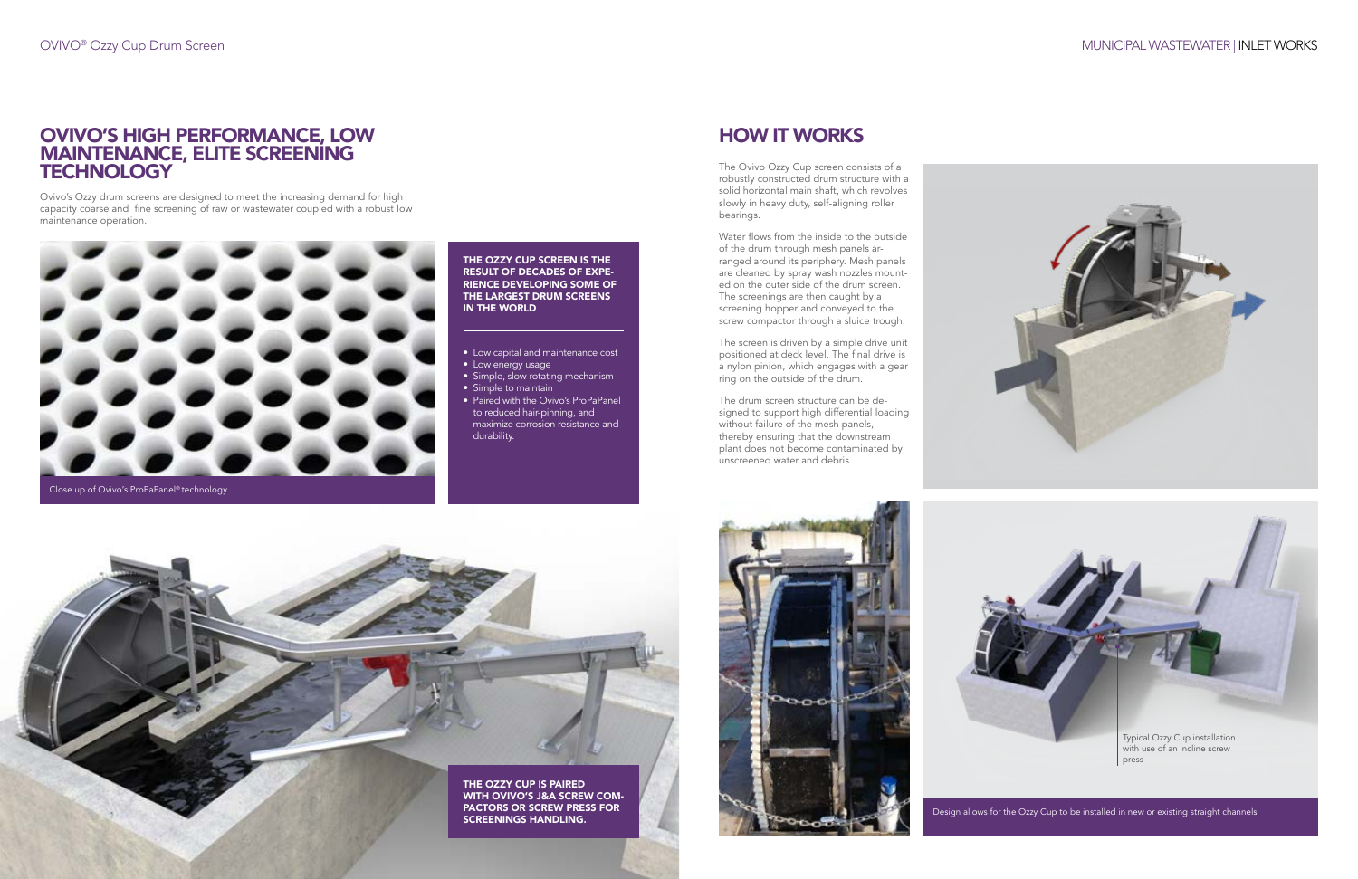## OVIVO'S HIGH PERFORMANCE, LOW MAINTENANCE, ELITE SCREENING TECHNOLOGY

Ovivo's Ozzy drum screens are designed to meet the increasing demand for high capacity coarse and fine screening of raw or wastewater coupled with a robust low maintenance operation.

Close up of Ovivo's ProPaPanel® technology

**THE OZZY CUP SCREEN IS THE RESULT OF DECADES OF EXPERIENCE DEVELOPING SOME OF THE LARGEST DRUM SCREENS IN THE WORLD**

- Low capital and maintenance cost
- Low energy usage
- Simple, slow rotating mechanism
- Simple to maintain
- Paired with the Ovivo's ProPaPanel to reduced hair-pinning, and maximize corrosion resistance and durability.

**THE OZZY CUP IS PAIRED WITH OVIVO'S J&A SCREW COMPACTORS OR SCREW PRESS FOR SCREENINGS HANDLING.**

## HOW IT WORKS

The Ovivo Ozzy Cup screen consists of a robustly constructed drum structure with a solid horizontal main shaft, which revolves slowly in heavy duty, self-aligning roller bearings.

Water flows from the inside to the outside of the drum through mesh panels arranged around its periphery. Mesh panels are cleaned by spray wash nozzles mounted on the outer side of the drum screen. The screenings are then caught by a screening hopper and conveyed to the screw compactor through a sluice trough.

The screen is driven by a simple drive unit positioned at deck level. The final drive is a nylon pinion, which engages with a gear ring on the outside of the drum.

The drum screen structure can be designed to support high differential loading without failure of the mesh panels, thereby ensuring that the downstream plant does not become contaminated by unscreened water and debris.

Typical Ozzy Cup installation with use of an incline screw press

Design allows for the Ozzy Cup to be installed in new or existing straight channels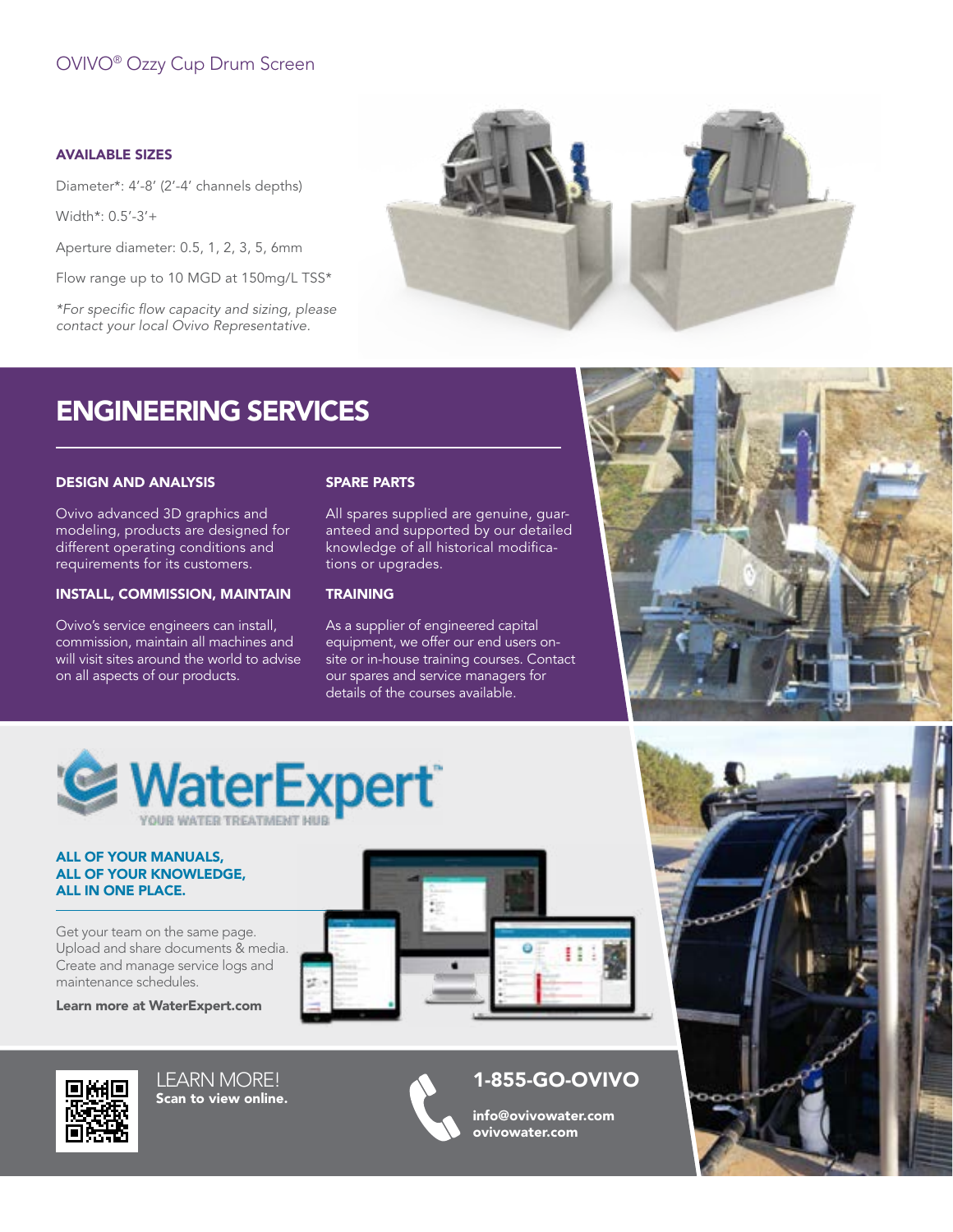OVIVO® Ozzy Cup Drum Screen

### AVAILABLE SIZES

Diameter*: 4'-8' (2'-4' channels depths)

Width*: 0.5'-3'+

Aperture diameter: 0.5, 1, 2, 3, 5, 6mm

Flow range up to 10 MGD at 150mg/L TSS*

*\*For specific flow capacity and sizing, please contact your local Ovivo Representative.*

## ENGINEERING SERVICES

### DESIGN AND ANALYSIS

Ovivo advanced 3D graphics and modeling, products are designed for different operating conditions and requirements for its customers.

### INSTALL, COMMISSION, MAINTAIN

Ovivo's service engineers can install, commission, maintain all machines and will visit sites around the world to advise on all aspects of our products.

### SPARE PARTS

All spares supplied are genuine, guaranteed and supported by our detailed knowledge of all historical modifications or upgrades.

### TRAINING

As a supplier of engineered capital equipment, we offer our end users on-site or in-house training courses. Contact our spares and service managers for details of the courses available.

## WaterExpert™

YOUR WATER TREATMENT HUB

### ALL OF YOUR MANUALS, ALL OF YOUR KNOWLEDGE, ALL IN ONE PLACE.

Get your team on the same page. Upload and share documents & media. Create and manage service logs and maintenance schedules.

**Learn more at WaterExpert.com**

LEARN MORE!
**Scan to view online.**

**1-855-GO-OVIVO**

**info@ovivowater.com**
**ovivowater.com**